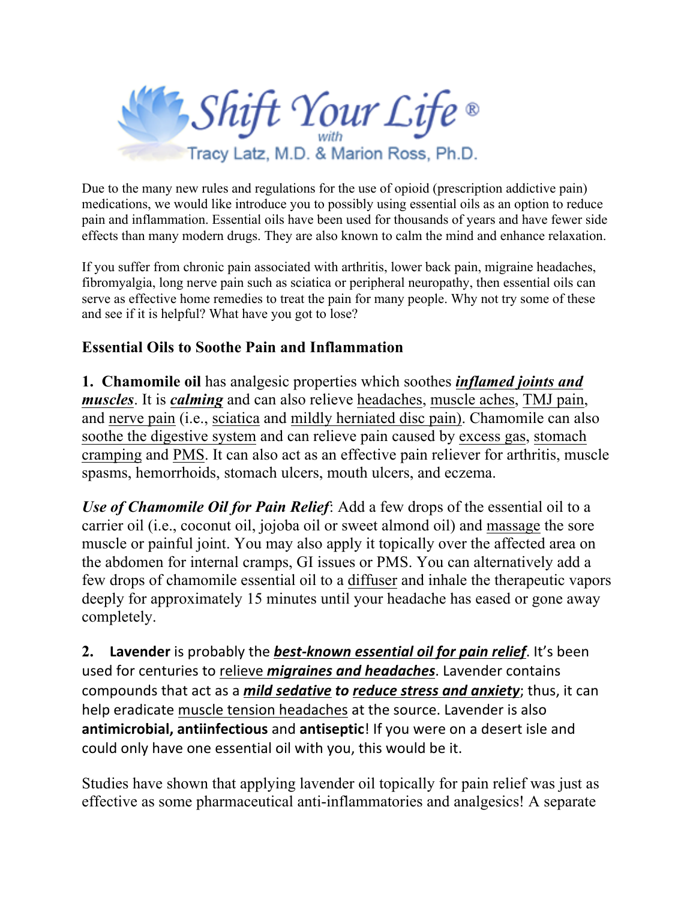# Shift Your Life® with Tracy Latz, M.D. & Marion Ross, Ph.D.

Due to the many new rules and regulations for the use of opioid (prescription addictive pain) medications, we would like introduce you to possibly using essential oils as an option to reduce pain and inflammation. Essential oils have been used for thousands of years and have fewer side effects than many modern drugs. They are also known to calm the mind and enhance relaxation.

If you suffer from chronic pain associated with arthritis, lower back pain, migraine headaches, fibromyalgia, long nerve pain such as sciatica or peripheral neuropathy, then essential oils can serve as effective home remedies to treat the pain for many people. Why not try some of these and see if it is helpful? What have you got to lose?

## Essential Oils to Soothe Pain and Inflammation

**1. Chamomile oil** has analgesic properties which soothes ***inflamed joints and muscles***. It is ***calming*** and can also relieve headaches, muscle aches, TMJ pain, and nerve pain (i.e., sciatica and mildly herniated disc pain). Chamomile can also soothe the digestive system and can relieve pain caused by excess gas, stomach cramping and PMS. It can also act as an effective pain reliever for arthritis, muscle spasms, hemorrhoids, stomach ulcers, mouth ulcers, and eczema.

*Use of Chamomile Oil for Pain Relief*: Add a few drops of the essential oil to a carrier oil (i.e., coconut oil, jojoba oil or sweet almond oil) and massage the sore muscle or painful joint. You may also apply it topically over the affected area on the abdomen for internal cramps, GI issues or PMS. You can alternatively add a few drops of chamomile essential oil to a diffuser and inhale the therapeutic vapors deeply for approximately 15 minutes until your headache has eased or gone away completely.

**2. Lavender** is probably the ***best-known essential oil for pain relief***. It's been used for centuries to relieve ***migraines and headaches***. Lavender contains compounds that act as a ***mild sedative*** ***to reduce stress and anxiety***; thus, it can help eradicate muscle tension headaches at the source. Lavender is also **antimicrobial, antiinfectious** and **antiseptic**! If you were on a desert isle and could only have one essential oil with you, this would be it.

Studies have shown that applying lavender oil topically for pain relief was just as effective as some pharmaceutical anti-inflammatories and analgesics! A separate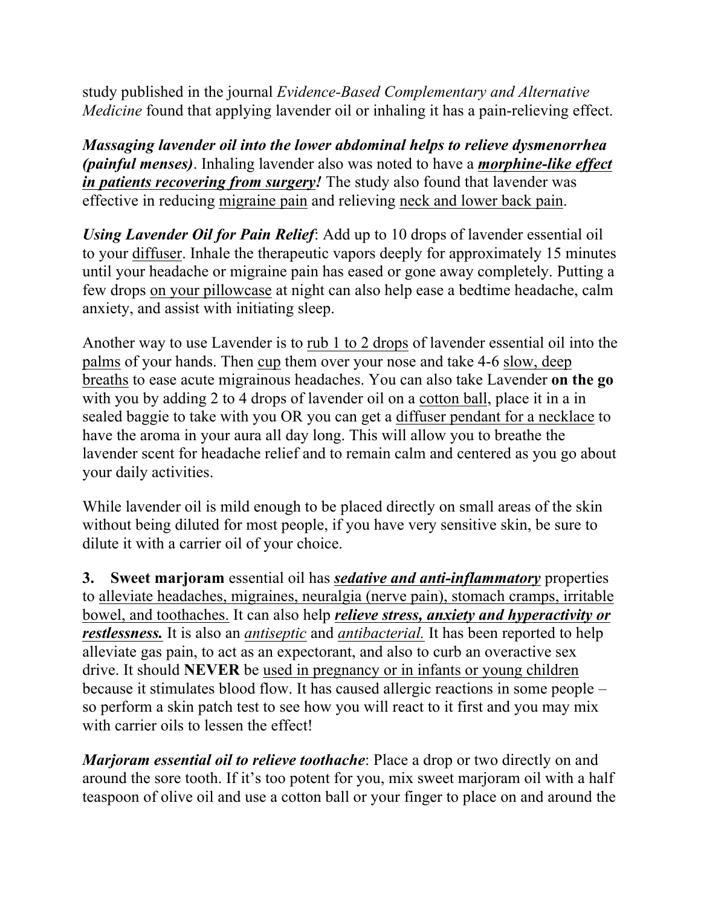study published in the journal *Evidence-Based Complementary and Alternative Medicine* found that applying lavender oil or inhaling it has a pain-relieving effect.

***Massaging lavender oil into the lower abdominal helps to relieve dysmenorrhea (painful menses)***. Inhaling lavender also was noted to have a ***morphine-like effect in patients recovering from surgery!*** The study also found that lavender was effective in reducing migraine pain and relieving neck and lower back pain.

***Using Lavender Oil for Pain Relief***: Add up to 10 drops of lavender essential oil to your diffuser. Inhale the therapeutic vapors deeply for approximately 15 minutes until your headache or migraine pain has eased or gone away completely. Putting a few drops on your pillowcase at night can also help ease a bedtime headache, calm anxiety, and assist with initiating sleep.

Another way to use Lavender is to rub 1 to 2 drops of lavender essential oil into the palms of your hands. Then cup them over your nose and take 4-6 slow, deep breaths to ease acute migrainous headaches. You can also take Lavender **on the go** with you by adding 2 to 4 drops of lavender oil on a cotton ball, place it in a in sealed baggie to take with you OR you can get a diffuser pendant for a necklace to have the aroma in your aura all day long. This will allow you to breathe the lavender scent for headache relief and to remain calm and centered as you go about your daily activities.

While lavender oil is mild enough to be placed directly on small areas of the skin without being diluted for most people, if you have very sensitive skin, be sure to dilute it with a carrier oil of your choice.

**3. Sweet marjoram** essential oil has ***sedative and anti-inflammatory*** properties to alleviate headaches, migraines, neuralgia (nerve pain), stomach cramps, irritable bowel, and toothaches. It can also help ***relieve stress, anxiety and hyperactivity or restlessness.*** It is also an *antiseptic* and *antibacterial.* It has been reported to help alleviate gas pain, to act as an expectorant, and also to curb an overactive sex drive. It should **NEVER** be used in pregnancy or in infants or young children because it stimulates blood flow. It has caused allergic reactions in some people – so perform a skin patch test to see how you will react to it first and you may mix with carrier oils to lessen the effect!

***Marjoram essential oil to relieve toothache***: Place a drop or two directly on and around the sore tooth. If it's too potent for you, mix sweet marjoram oil with a half teaspoon of olive oil and use a cotton ball or your finger to place on and around the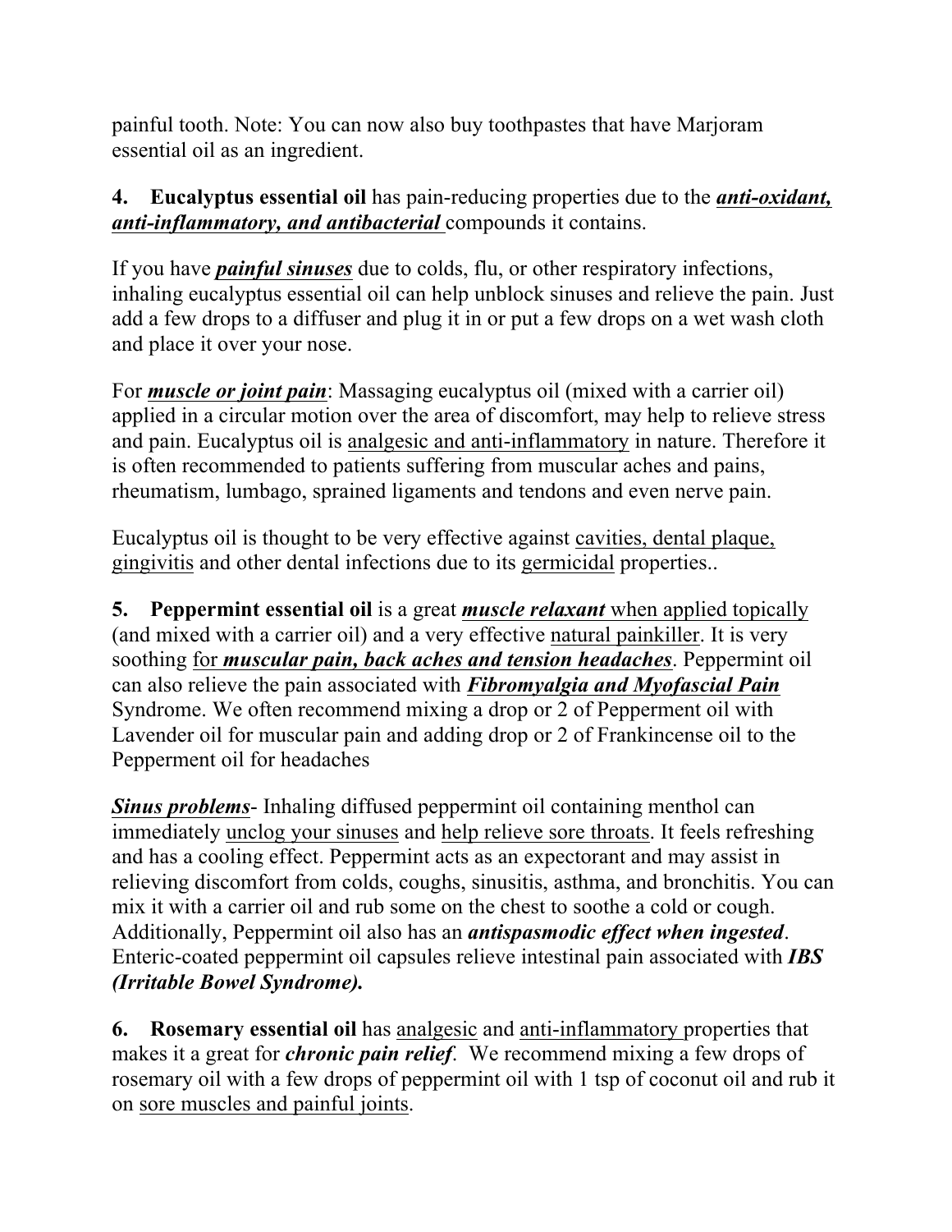painful tooth. Note: You can now also buy toothpastes that have Marjoram essential oil as an ingredient.

**4. Eucalyptus essential oil** has pain-reducing properties due to the ***anti-oxidant, anti-inflammatory, and antibacterial*** compounds it contains.

If you have ***painful sinuses*** due to colds, flu, or other respiratory infections, inhaling eucalyptus essential oil can help unblock sinuses and relieve the pain. Just add a few drops to a diffuser and plug it in or put a few drops on a wet wash cloth and place it over your nose.

For ***muscle or joint pain***: Massaging eucalyptus oil (mixed with a carrier oil) applied in a circular motion over the area of discomfort, may help to relieve stress and pain. Eucalyptus oil is analgesic and anti-inflammatory in nature. Therefore it is often recommended to patients suffering from muscular aches and pains, rheumatism, lumbago, sprained ligaments and tendons and even nerve pain.

Eucalyptus oil is thought to be very effective against cavities, dental plaque, gingivitis and other dental infections due to its germicidal properties..

**5. Peppermint essential oil** is a great ***muscle relaxant*** when applied topically (and mixed with a carrier oil) and a very effective natural painkiller. It is very soothing for ***muscular pain, back aches and tension headaches***. Peppermint oil can also relieve the pain associated with ***Fibromyalgia and Myofascial Pain*** Syndrome. We often recommend mixing a drop or 2 of Pepperment oil with Lavender oil for muscular pain and adding drop or 2 of Frankincense oil to the Pepperment oil for headaches

***Sinus problems***- Inhaling diffused peppermint oil containing menthol can immediately unclog your sinuses and help relieve sore throats. It feels refreshing and has a cooling effect. Peppermint acts as an expectorant and may assist in relieving discomfort from colds, coughs, sinusitis, asthma, and bronchitis. You can mix it with a carrier oil and rub some on the chest to soothe a cold or cough. Additionally, Peppermint oil also has an ***antispasmodic effect when ingested***. Enteric-coated peppermint oil capsules relieve intestinal pain associated with ***IBS (Irritable Bowel Syndrome).***

**6. Rosemary essential oil** has analgesic and anti-inflammatory properties that makes it a great for ***chronic pain relief***. We recommend mixing a few drops of rosemary oil with a few drops of peppermint oil with 1 tsp of coconut oil and rub it on sore muscles and painful joints.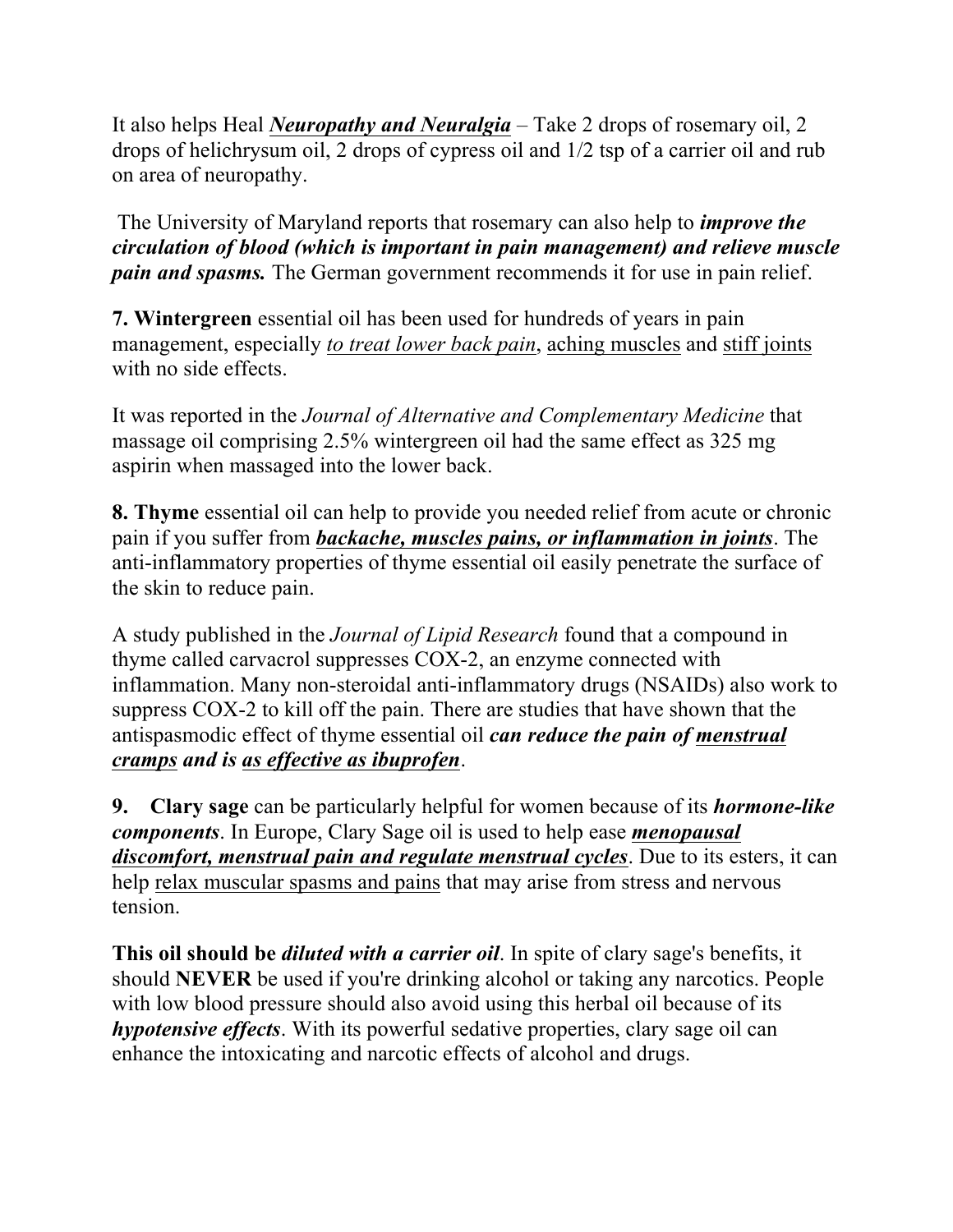It also helps Heal ***Neuropathy and Neuralgia*** – Take 2 drops of rosemary oil, 2 drops of helichrysum oil, 2 drops of cypress oil and 1/2 tsp of a carrier oil and rub on area of neuropathy.

The University of Maryland reports that rosemary can also help to ***improve the circulation of blood (which is important in pain management) and relieve muscle pain and spasms.*** The German government recommends it for use in pain relief.

**7. Wintergreen** essential oil has been used for hundreds of years in pain management, especially *to treat lower back pain*, aching muscles and stiff joints with no side effects.

It was reported in the *Journal of Alternative and Complementary Medicine* that massage oil comprising 2.5% wintergreen oil had the same effect as 325 mg aspirin when massaged into the lower back.

**8. Thyme** essential oil can help to provide you needed relief from acute or chronic pain if you suffer from ***backache, muscles pains, or inflammation in joints***. The anti-inflammatory properties of thyme essential oil easily penetrate the surface of the skin to reduce pain.

A study published in the *Journal of Lipid Research* found that a compound in thyme called carvacrol suppresses COX-2, an enzyme connected with inflammation. Many non-steroidal anti-inflammatory drugs (NSAIDs) also work to suppress COX-2 to kill off the pain. There are studies that have shown that the antispasmodic effect of thyme essential oil ***can reduce the pain of menstrual cramps and is as effective as ibuprofen***.

**9. Clary sage** can be particularly helpful for women because of its ***hormone-like components***. In Europe, Clary Sage oil is used to help ease ***menopausal discomfort, menstrual pain and regulate menstrual cycles***. Due to its esters, it can help relax muscular spasms and pains that may arise from stress and nervous tension.

**This oil should be *diluted with a carrier oil*.** In spite of clary sage's benefits, it should **NEVER** be used if you're drinking alcohol or taking any narcotics. People with low blood pressure should also avoid using this herbal oil because of its ***hypotensive effects***. With its powerful sedative properties, clary sage oil can enhance the intoxicating and narcotic effects of alcohol and drugs.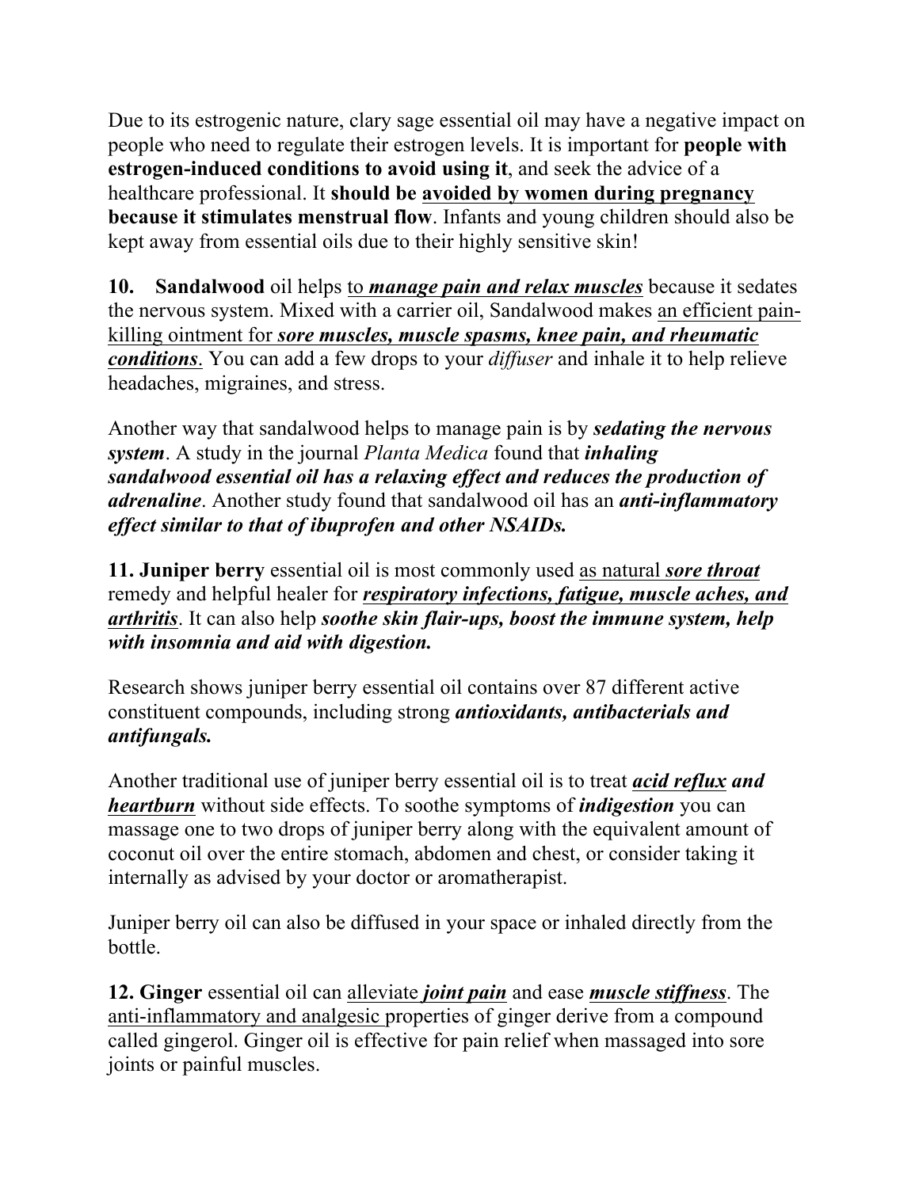Due to its estrogenic nature, clary sage essential oil may have a negative impact on people who need to regulate their estrogen levels. It is important for **people with estrogen-induced conditions to avoid using it**, and seek the advice of a healthcare professional. It **should be <u>avoided by women during pregnancy</u> because it stimulates menstrual flow**. Infants and young children should also be kept away from essential oils due to their highly sensitive skin!

**10. Sandalwood** oil helps <u>to ***manage pain and relax muscles***</u> because it sedates the nervous system. Mixed with a carrier oil, Sandalwood makes <u>an efficient pain-killing ointment for ***sore muscles, muscle spasms, knee pain, and rheumatic conditions***</u>. You can add a few drops to your *diffuser* and inhale it to help relieve headaches, migraines, and stress.

Another way that sandalwood helps to manage pain is by ***sedating the nervous system***. A study in the journal *Planta Medica* found that ***inhaling sandalwood essential oil has a relaxing effect and reduces the production of adrenaline***. Another study found that sandalwood oil has an ***anti-inflammatory effect similar to that of ibuprofen and other NSAIDs.***

**11. Juniper berry** essential oil is most commonly used <u>as natural ***sore throat***</u> remedy and helpful healer for <u>***respiratory infections, fatigue, muscle aches, and arthritis***</u>. It can also help ***soothe skin flair-ups, boost the immune system, help with insomnia and aid with digestion.***

Research shows juniper berry essential oil contains over 87 different active constituent compounds, including strong ***antioxidants, antibacterials and antifungals.***

Another traditional use of juniper berry essential oil is to treat <u>***acid reflux***</u> ***and*** <u>***heartburn***</u> without side effects. To soothe symptoms of ***indigestion*** you can massage one to two drops of juniper berry along with the equivalent amount of coconut oil over the entire stomach, abdomen and chest, or consider taking it internally as advised by your doctor or aromatherapist.

Juniper berry oil can also be diffused in your space or inhaled directly from the bottle.

**12. Ginger** essential oil can <u>alleviate ***joint pain***</u> and ease <u>***muscle stiffness***</u>. The <u>anti-inflammatory and analgesic</u> properties of ginger derive from a compound called gingerol. Ginger oil is effective for pain relief when massaged into sore joints or painful muscles.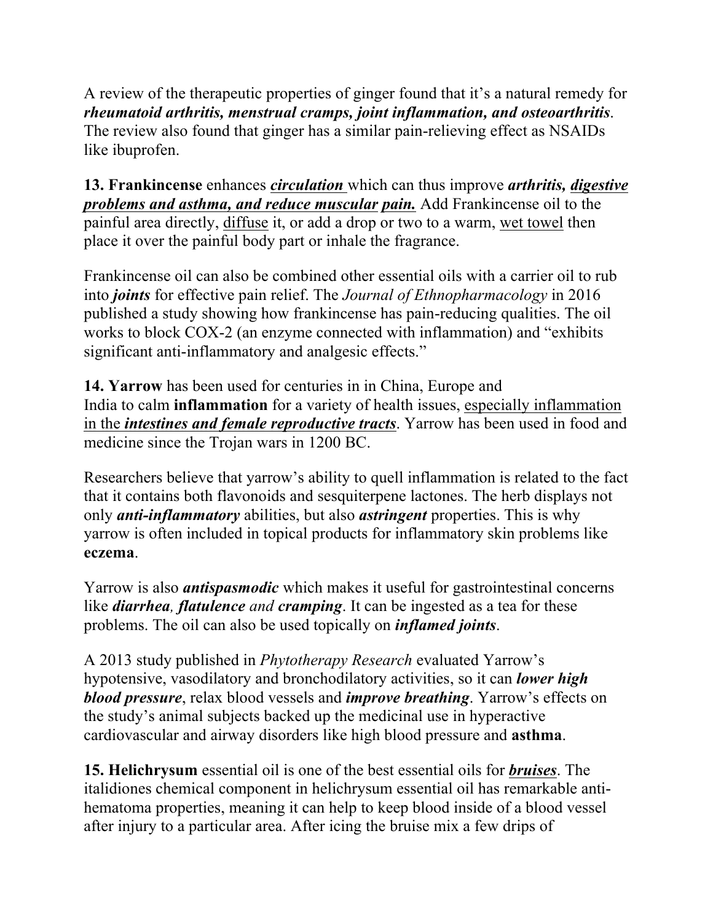A review of the therapeutic properties of ginger found that it's a natural remedy for ***rheumatoid arthritis, menstrual cramps, joint inflammation, and osteoarthritis***. The review also found that ginger has a similar pain-relieving effect as NSAIDs like ibuprofen.

**13. Frankincense** enhances ***circulation*** which can thus improve ***arthritis, digestive problems and asthma, and reduce muscular pain.*** Add Frankincense oil to the painful area directly, diffuse it, or add a drop or two to a warm, wet towel then place it over the painful body part or inhale the fragrance.

Frankincense oil can also be combined other essential oils with a carrier oil to rub into ***joints*** for effective pain relief. The *Journal of Ethnopharmacology* in 2016 published a study showing how frankincense has pain-reducing qualities. The oil works to block COX-2 (an enzyme connected with inflammation) and "exhibits significant anti-inflammatory and analgesic effects."

**14. Yarrow** has been used for centuries in in China, Europe and India to calm **inflammation** for a variety of health issues, especially inflammation in the ***intestines and female reproductive tracts***. Yarrow has been used in food and medicine since the Trojan wars in 1200 BC.

Researchers believe that yarrow's ability to quell inflammation is related to the fact that it contains both flavonoids and sesquiterpene lactones. The herb displays not only ***anti-inflammatory*** abilities, but also ***astringent*** properties. This is why yarrow is often included in topical products for inflammatory skin problems like **eczema**.

Yarrow is also ***antispasmodic*** which makes it useful for gastrointestinal concerns like ***diarrhea***, ***flatulence*** *and* ***cramping***. It can be ingested as a tea for these problems. The oil can also be used topically on ***inflamed joints***.

A 2013 study published in *Phytotherapy Research* evaluated Yarrow's hypotensive, vasodilatory and bronchodilatory activities, so it can ***lower high blood pressure***, relax blood vessels and ***improve breathing***. Yarrow's effects on the study's animal subjects backed up the medicinal use in hyperactive cardiovascular and airway disorders like high blood pressure and **asthma**.

**15. Helichrysum** essential oil is one of the best essential oils for ***bruises***. The italidiones chemical component in helichrysum essential oil has remarkable anti-hematoma properties, meaning it can help to keep blood inside of a blood vessel after injury to a particular area. After icing the bruise mix a few drips of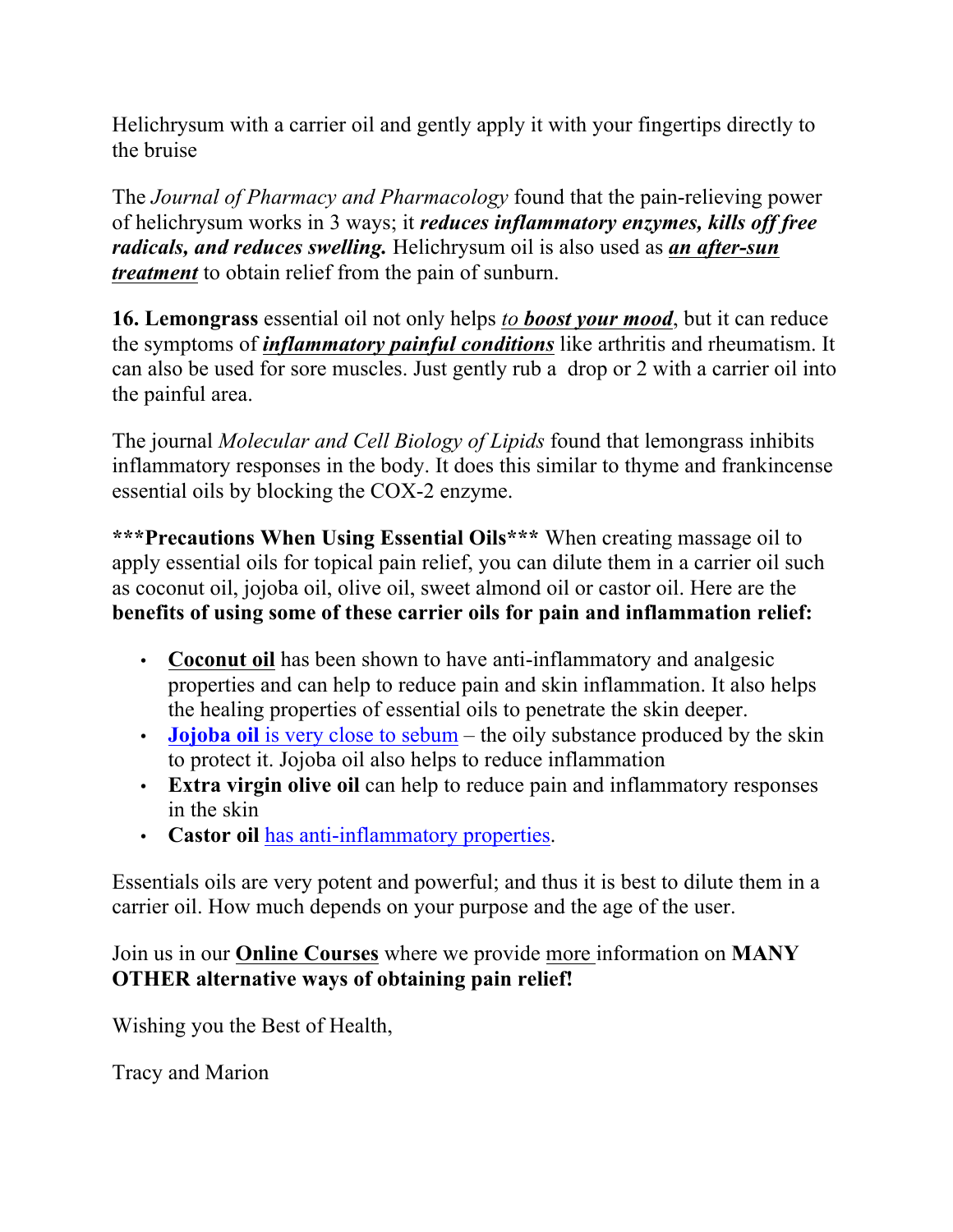Helichrysum with a carrier oil and gently apply it with your fingertips directly to the bruise

The *Journal of Pharmacy and Pharmacology* found that the pain-relieving power of helichrysum works in 3 ways; it ***reduces inflammatory enzymes, kills off free radicals, and reduces swelling.*** Helichrysum oil is also used as ***an after-sun treatment*** to obtain relief from the pain of sunburn.

**16. Lemongrass** essential oil not only helps ***to boost your mood***, but it can reduce the symptoms of ***inflammatory painful conditions*** like arthritis and rheumatism. It can also be used for sore muscles. Just gently rub a  drop or 2 with a carrier oil into the painful area.

The journal *Molecular and Cell Biology of Lipids* found that lemongrass inhibits inflammatory responses in the body. It does this similar to thyme and frankincense essential oils by blocking the COX-2 enzyme.

**\*\*\*Precautions When Using Essential Oils\*\*\*** When creating massage oil to apply essential oils for topical pain relief, you can dilute them in a carrier oil such as coconut oil, jojoba oil, olive oil, sweet almond oil or castor oil. Here are the **benefits of using some of these carrier oils for pain and inflammation relief:**

- **Coconut oil** has been shown to have anti-inflammatory and analgesic properties and can help to reduce pain and skin inflammation. It also helps the healing properties of essential oils to penetrate the skin deeper.
- **Jojoba oil** is very close to sebum – the oily substance produced by the skin to protect it. Jojoba oil also helps to reduce inflammation
- **Extra virgin olive oil** can help to reduce pain and inflammatory responses in the skin
- **Castor oil** has anti-inflammatory properties.

Essentials oils are very potent and powerful; and thus it is best to dilute them in a carrier oil. How much depends on your purpose and the age of the user.

Join us in our **Online Courses** where we provide more information on **MANY OTHER alternative ways of obtaining pain relief!**

Wishing you the Best of Health,

Tracy and Marion